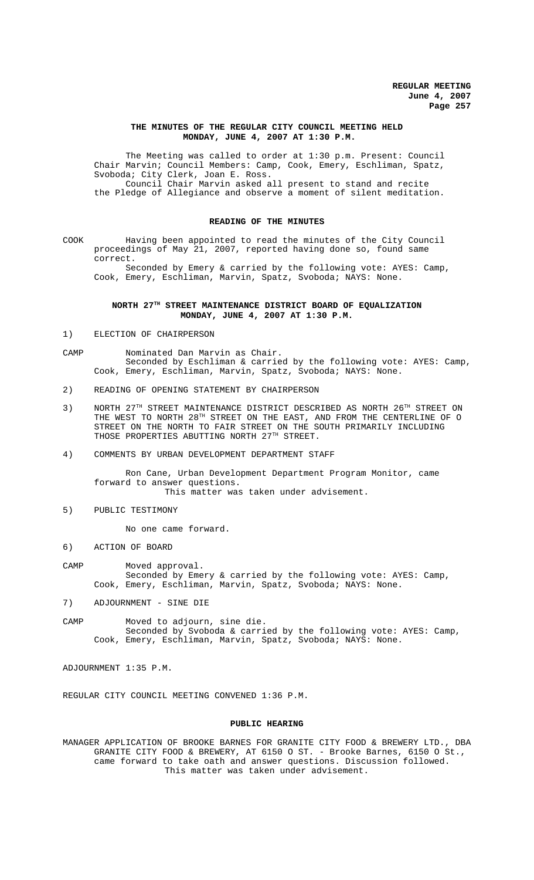# THE MINUTES OF THE REGULAR CITY COUNCIL MEETING HELD MONDAY, JUNE 4, 2007 AT 1:30 P.M.

The Meeting was called to order at 1:30 p.m. Present: Council Chair Marvin; Council Members: Camp, Cook, Emery, Eschliman, Spatz, Svoboda; City Clerk, Joan E. Ross.

Council Chair Marvin asked all present to stand and recite the Pledge of Allegiance and observe a moment of silent meditation.

## READING OF THE MINUTES

COOK Having been appointed to read the minutes of the City Council proceedings of May 21, 2007, reported having done so, found same correct.

Seconded by Emery & carried by the following vote: AYES: Camp, Cook, Emery, Eschliman, Marvin, Spatz, Svoboda; NAYS: None.

## NORTH 27TH STREET MAINTENANCE DISTRICT BOARD OF EQUALIZATION MONDAY, JUNE 4, 2007 AT 1:30 P.M.

1) ELECTION OF CHAIRPERSON

CAMP Nominated Dan Marvin as Chair.

Seconded by Eschliman & carried by the following vote: AYES: Camp, Cook, Emery, Eschliman, Marvin, Spatz, Svoboda; NAYS: None.

2) READING OF OPENING STATEMENT BY CHAIRPERSON

3) NORTH 27TH STREET MAINTENANCE DISTRICT DESCRIBED AS NORTH 26TH STREET ON THE WEST TO NORTH 28TH STREET ON THE EAST, AND FROM THE CENTERLINE OF O STREET ON THE NORTH TO FAIR STREET ON THE SOUTH PRIMARILY INCLUDING THOSE PROPERTIES ABUTTING NORTH 27TH STREET.

4) COMMENTS BY URBAN DEVELOPMENT DEPARTMENT STAFF

Ron Cane, Urban Development Department Program Monitor, came forward to answer questions.

This matter was taken under advisement.

5) PUBLIC TESTIMONY

No one came forward.

6) ACTION OF BOARD

CAMP Moved approval.

Seconded by Emery & carried by the following vote: AYES: Camp, Cook, Emery, Eschliman, Marvin, Spatz, Svoboda; NAYS: None.

7) ADJOURNMENT - SINE DIE

CAMP Moved to adjourn, sine die.

Seconded by Svoboda & carried by the following vote: AYES: Camp, Cook, Emery, Eschliman, Marvin, Spatz, Svoboda; NAYS: None.

ADJOURNMENT 1:35 P.M.

REGULAR CITY COUNCIL MEETING CONVENED 1:36 P.M.

## PUBLIC HEARING

MANAGER APPLICATION OF BROOKE BARNES FOR GRANITE CITY FOOD & BREWERY LTD., DBA GRANITE CITY FOOD & BREWERY, AT 6150 O ST. - Brooke Barnes, 6150 O St., came forward to take oath and answer questions. Discussion followed.

This matter was taken under advisement.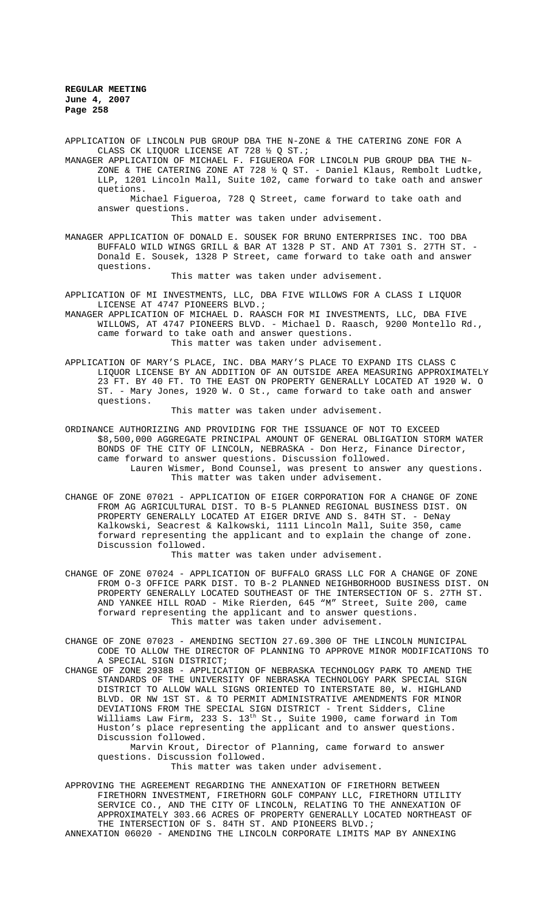APPLICATION OF LINCOLN PUB GROUP DBA THE N-ZONE & THE CATERING ZONE FOR A CLASS CK LIQUOR LICENSE AT 728 ½ Q ST.;

MANAGER APPLICATION OF MICHAEL F. FIGUEROA FOR LINCOLN PUB GROUP DBA THE N–ZONE & THE CATERING ZONE AT 728 ½ Q ST. - Daniel Klaus, Rembolt Ludtke, LLP, 1201 Lincoln Mall, Suite 102, came forward to take oath and answer quetions.

Michael Figueroa, 728 Q Street, came forward to take oath and answer questions.

This matter was taken under advisement.

MANAGER APPLICATION OF DONALD E. SOUSEK FOR BRUNO ENTERPRISES INC. TOO DBA BUFFALO WILD WINGS GRILL & BAR AT 1328 P ST. AND AT 7301 S. 27TH ST. - Donald E. Sousek, 1328 P Street, came forward to take oath and answer questions.

This matter was taken under advisement.

APPLICATION OF MI INVESTMENTS, LLC, DBA FIVE WILLOWS FOR A CLASS I LIQUOR LICENSE AT 4747 PIONEERS BLVD.;

MANAGER APPLICATION OF MICHAEL D. RAASCH FOR MI INVESTMENTS, LLC, DBA FIVE WILLOWS, AT 4747 PIONEERS BLVD. - Michael D. Raasch, 9200 Montello Rd., came forward to take oath and answer questions.

This matter was taken under advisement.

APPLICATION OF MARY'S PLACE, INC. DBA MARY'S PLACE TO EXPAND ITS CLASS C LIQUOR LICENSE BY AN ADDITION OF AN OUTSIDE AREA MEASURING APPROXIMATELY 23 FT. BY 40 FT. TO THE EAST ON PROPERTY GENERALLY LOCATED AT 1920 W. O ST. - Mary Jones, 1920 W. O St., came forward to take oath and answer questions.

This matter was taken under advisement.

ORDINANCE AUTHORIZING AND PROVIDING FOR THE ISSUANCE OF NOT TO EXCEED $8,500,000 AGGREGATE PRINCIPAL AMOUNT OF GENERAL OBLIGATION STORM WATER BONDS OF THE CITY OF LINCOLN, NEBRASKA - Don Herz, Finance Director, came forward to answer questions. Discussion followed.

Lauren Wismer, Bond Counsel, was present to answer any questions.

This matter was taken under advisement.

CHANGE OF ZONE 07021 - APPLICATION OF EIGER CORPORATION FOR A CHANGE OF ZONE FROM AG AGRICULTURAL DIST. TO B-5 PLANNED REGIONAL BUSINESS DIST. ON PROPERTY GENERALLY LOCATED AT EIGER DRIVE AND S. 84TH ST. - DeNay Kalkowski, Seacrest & Kalkowski, 1111 Lincoln Mall, Suite 350, came forward representing the applicant and to explain the change of zone. Discussion followed.

This matter was taken under advisement.

CHANGE OF ZONE 07024 - APPLICATION OF BUFFALO GRASS LLC FOR A CHANGE OF ZONE FROM O-3 OFFICE PARK DIST. TO B-2 PLANNED NEIGHBORHOOD BUSINESS DIST. ON PROPERTY GENERALLY LOCATED SOUTHEAST OF THE INTERSECTION OF S. 27TH ST. AND YANKEE HILL ROAD - Mike Rierden, 645 "M" Street, Suite 200, came forward representing the applicant and to answer questions.

This matter was taken under advisement.

CHANGE OF ZONE 07023 - AMENDING SECTION 27.69.300 OF THE LINCOLN MUNICIPAL CODE TO ALLOW THE DIRECTOR OF PLANNING TO APPROVE MINOR MODIFICATIONS TO A SPECIAL SIGN DISTRICT;

CHANGE OF ZONE 2938B - APPLICATION OF NEBRASKA TECHNOLOGY PARK TO AMEND THE STANDARDS OF THE UNIVERSITY OF NEBRASKA TECHNOLOGY PARK SPECIAL SIGN DISTRICT TO ALLOW WALL SIGNS ORIENTED TO INTERSTATE 80, W. HIGHLAND BLVD. OR NW 1ST ST. & TO PERMIT ADMINISTRATIVE AMENDMENTS FOR MINOR DEVIATIONS FROM THE SPECIAL SIGN DISTRICT - Trent Sidders, Cline Williams Law Firm, 233 S. 13th St., Suite 1900, came forward in Tom Huston's place representing the applicant and to answer questions. Discussion followed.

Marvin Krout, Director of Planning, came forward to answer questions. Discussion followed.

This matter was taken under advisement.

APPROVING THE AGREEMENT REGARDING THE ANNEXATION OF FIRETHORN BETWEEN FIRETHORN INVESTMENT, FIRETHORN GOLF COMPANY LLC, FIRETHORN UTILITY SERVICE CO., AND THE CITY OF LINCOLN, RELATING TO THE ANNEXATION OF APPROXIMATELY 303.66 ACRES OF PROPERTY GENERALLY LOCATED NORTHEAST OF THE INTERSECTION OF S. 84TH ST. AND PIONEERS BLVD.;

ANNEXATION 06020 - AMENDING THE LINCOLN CORPORATE LIMITS MAP BY ANNEXING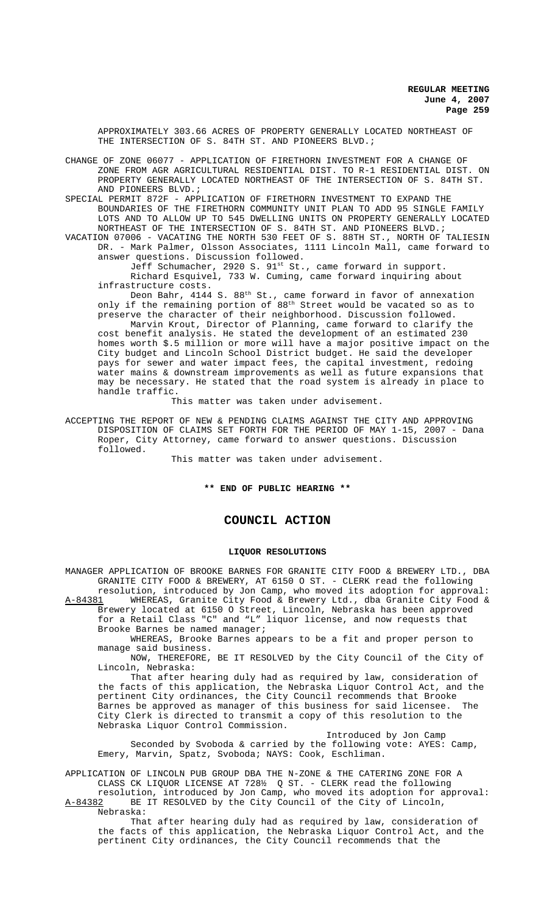APPROXIMATELY 303.66 ACRES OF PROPERTY GENERALLY LOCATED NORTHEAST OF THE INTERSECTION OF S. 84TH ST. AND PIONEERS BLVD.;

CHANGE OF ZONE 06077 - APPLICATION OF FIRETHORN INVESTMENT FOR A CHANGE OF ZONE FROM AGR AGRICULTURAL RESIDENTIAL DIST. TO R-1 RESIDENTIAL DIST. ON PROPERTY GENERALLY LOCATED NORTHEAST OF THE INTERSECTION OF S. 84TH ST. AND PIONEERS BLVD.;

SPECIAL PERMIT 872F - APPLICATION OF FIRETHORN INVESTMENT TO EXPAND THE BOUNDARIES OF THE FIRETHORN COMMUNITY UNIT PLAN TO ADD 95 SINGLE FAMILY LOTS AND TO ALLOW UP TO 545 DWELLING UNITS ON PROPERTY GENERALLY LOCATED NORTHEAST OF THE INTERSECTION OF S. 84TH ST. AND PIONEERS BLVD.;

VACATION 07006 - VACATING THE NORTH 530 FEET OF S. 88TH ST., NORTH OF TALIESIN DR. - Mark Palmer, Olsson Associates, 1111 Lincoln Mall, came forward to answer questions. Discussion followed.

Jeff Schumacher, 2920 S. 91st St., came forward in support.

Richard Esquivel, 733 W. Cuming, came forward inquiring about infrastructure costs.

Deon Bahr, 4144 S. 88th St., came forward in favor of annexation only if the remaining portion of 88th Street would be vacated so as to preserve the character of their neighborhood. Discussion followed.

Marvin Krout, Director of Planning, came forward to clarify the cost benefit analysis. He stated the development of an estimated 230 homes worth $.5 million or more will have a major positive impact on the City budget and Lincoln School District budget. He said the developer pays for sewer and water impact fees, the capital investment, redoing water mains & downstream improvements as well as future expansions that may be necessary. He stated that the road system is already in place to handle traffic.

This matter was taken under advisement.

ACCEPTING THE REPORT OF NEW & PENDING CLAIMS AGAINST THE CITY AND APPROVING DISPOSITION OF CLAIMS SET FORTH FOR THE PERIOD OF MAY 1-15, 2007 - Dana Roper, City Attorney, came forward to answer questions. Discussion followed.

This matter was taken under advisement.

**\*\* END OF PUBLIC HEARING \*\***

# COUNCIL ACTION

## LIQUOR RESOLUTIONS

MANAGER APPLICATION OF BROOKE BARNES FOR GRANITE CITY FOOD & BREWERY LTD., DBA GRANITE CITY FOOD & BREWERY, AT 6150 O ST. - CLERK read the following resolution, introduced by Jon Camp, who moved its adoption for approval:

A-84381 WHEREAS, Granite City Food & Brewery Ltd., dba Granite City Food & Brewery located at 6150 O Street, Lincoln, Nebraska has been approved for a Retail Class "C" and "L" liquor license, and now requests that Brooke Barnes be named manager;

WHEREAS, Brooke Barnes appears to be a fit and proper person to manage said business.

NOW, THEREFORE, BE IT RESOLVED by the City Council of the City of Lincoln, Nebraska:

That after hearing duly had as required by law, consideration of the facts of this application, the Nebraska Liquor Control Act, and the pertinent City ordinances, the City Council recommends that Brooke Barnes be approved as manager of this business for said licensee. The City Clerk is directed to transmit a copy of this resolution to the Nebraska Liquor Control Commission.

Introduced by Jon Camp

Seconded by Svoboda & carried by the following vote: AYES: Camp, Emery, Marvin, Spatz, Svoboda; NAYS: Cook, Eschliman.

APPLICATION OF LINCOLN PUB GROUP DBA THE N-ZONE & THE CATERING ZONE FOR A CLASS CK LIQUOR LICENSE AT 728½ Q ST. - CLERK read the following resolution, introduced by Jon Camp, who moved its adoption for approval:

A-84382 BE IT RESOLVED by the City Council of the City of Lincoln, Nebraska:

That after hearing duly had as required by law, consideration of the facts of this application, the Nebraska Liquor Control Act, and the pertinent City ordinances, the City Council recommends that the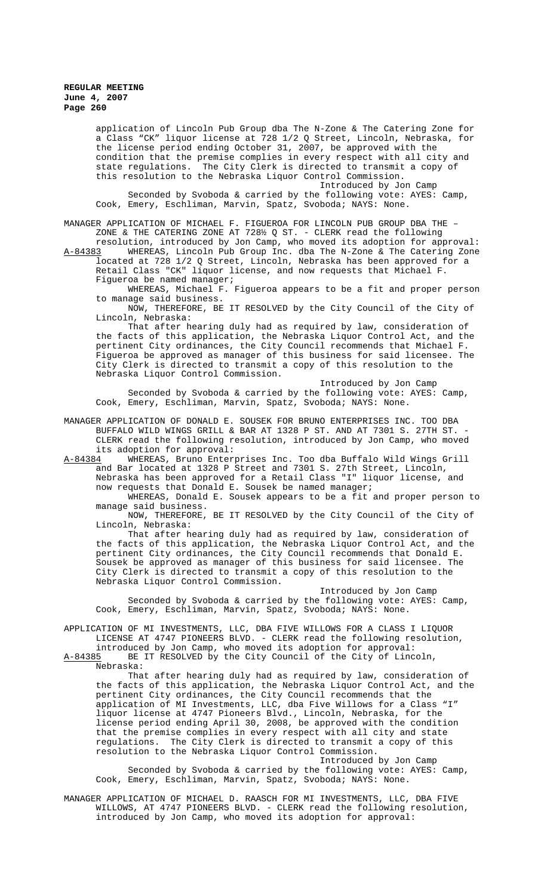application of Lincoln Pub Group dba The N-Zone & The Catering Zone for a Class "CK" liquor license at 728 1/2 Q Street, Lincoln, Nebraska, for the license period ending October 31, 2007, be approved with the condition that the premise complies in every respect with all city and state regulations. The City Clerk is directed to transmit a copy of this resolution to the Nebraska Liquor Control Commission.

Introduced by Jon Camp

Seconded by Svoboda & carried by the following vote: AYES: Camp, Cook, Emery, Eschliman, Marvin, Spatz, Svoboda; NAYS: None.

MANAGER APPLICATION OF MICHAEL F. FIGUEROA FOR LINCOLN PUB GROUP DBA THE – ZONE & THE CATERING ZONE AT 728½ Q ST. - CLERK read the following resolution, introduced by Jon Camp, who moved its adoption for approval:

A-84383 WHEREAS, Lincoln Pub Group Inc. dba The N-Zone & The Catering Zone located at 728 1/2 Q Street, Lincoln, Nebraska has been approved for a Retail Class "CK" liquor license, and now requests that Michael F. Figueroa be named manager;

WHEREAS, Michael F. Figueroa appears to be a fit and proper person to manage said business.

NOW, THEREFORE, BE IT RESOLVED by the City Council of the City of Lincoln, Nebraska:

That after hearing duly had as required by law, consideration of the facts of this application, the Nebraska Liquor Control Act, and the pertinent City ordinances, the City Council recommends that Michael F. Figueroa be approved as manager of this business for said licensee. The City Clerk is directed to transmit a copy of this resolution to the Nebraska Liquor Control Commission.

Introduced by Jon Camp

Seconded by Svoboda & carried by the following vote: AYES: Camp, Cook, Emery, Eschliman, Marvin, Spatz, Svoboda; NAYS: None.

MANAGER APPLICATION OF DONALD E. SOUSEK FOR BRUNO ENTERPRISES INC. TOO DBA BUFFALO WILD WINGS GRILL & BAR AT 1328 P ST. AND AT 7301 S. 27TH ST. - CLERK read the following resolution, introduced by Jon Camp, who moved its adoption for approval:

A-84384 WHEREAS, Bruno Enterprises Inc. Too dba Buffalo Wild Wings Grill and Bar located at 1328 P Street and 7301 S. 27th Street, Lincoln, Nebraska has been approved for a Retail Class "I" liquor license, and now requests that Donald E. Sousek be named manager;

WHEREAS, Donald E. Sousek appears to be a fit and proper person to manage said business.

NOW, THEREFORE, BE IT RESOLVED by the City Council of the City of Lincoln, Nebraska:

That after hearing duly had as required by law, consideration of the facts of this application, the Nebraska Liquor Control Act, and the pertinent City ordinances, the City Council recommends that Donald E. Sousek be approved as manager of this business for said licensee. The City Clerk is directed to transmit a copy of this resolution to the Nebraska Liquor Control Commission.

Introduced by Jon Camp

Seconded by Svoboda & carried by the following vote: AYES: Camp, Cook, Emery, Eschliman, Marvin, Spatz, Svoboda; NAYS: None.

APPLICATION OF MI INVESTMENTS, LLC, DBA FIVE WILLOWS FOR A CLASS I LIQUOR LICENSE AT 4747 PIONEERS BLVD. - CLERK read the following resolution, introduced by Jon Camp, who moved its adoption for approval:

A-84385 BE IT RESOLVED by the City Council of the City of Lincoln, Nebraska:

That after hearing duly had as required by law, consideration of the facts of this application, the Nebraska Liquor Control Act, and the pertinent City ordinances, the City Council recommends that the application of MI Investments, LLC, dba Five Willows for a Class "I" liquor license at 4747 Pioneers Blvd., Lincoln, Nebraska, for the license period ending April 30, 2008, be approved with the condition that the premise complies in every respect with all city and state regulations. The City Clerk is directed to transmit a copy of this resolution to the Nebraska Liquor Control Commission.

Introduced by Jon Camp

Seconded by Svoboda & carried by the following vote: AYES: Camp, Cook, Emery, Eschliman, Marvin, Spatz, Svoboda; NAYS: None.

MANAGER APPLICATION OF MICHAEL D. RAASCH FOR MI INVESTMENTS, LLC, DBA FIVE WILLOWS, AT 4747 PIONEERS BLVD. - CLERK read the following resolution, introduced by Jon Camp, who moved its adoption for approval: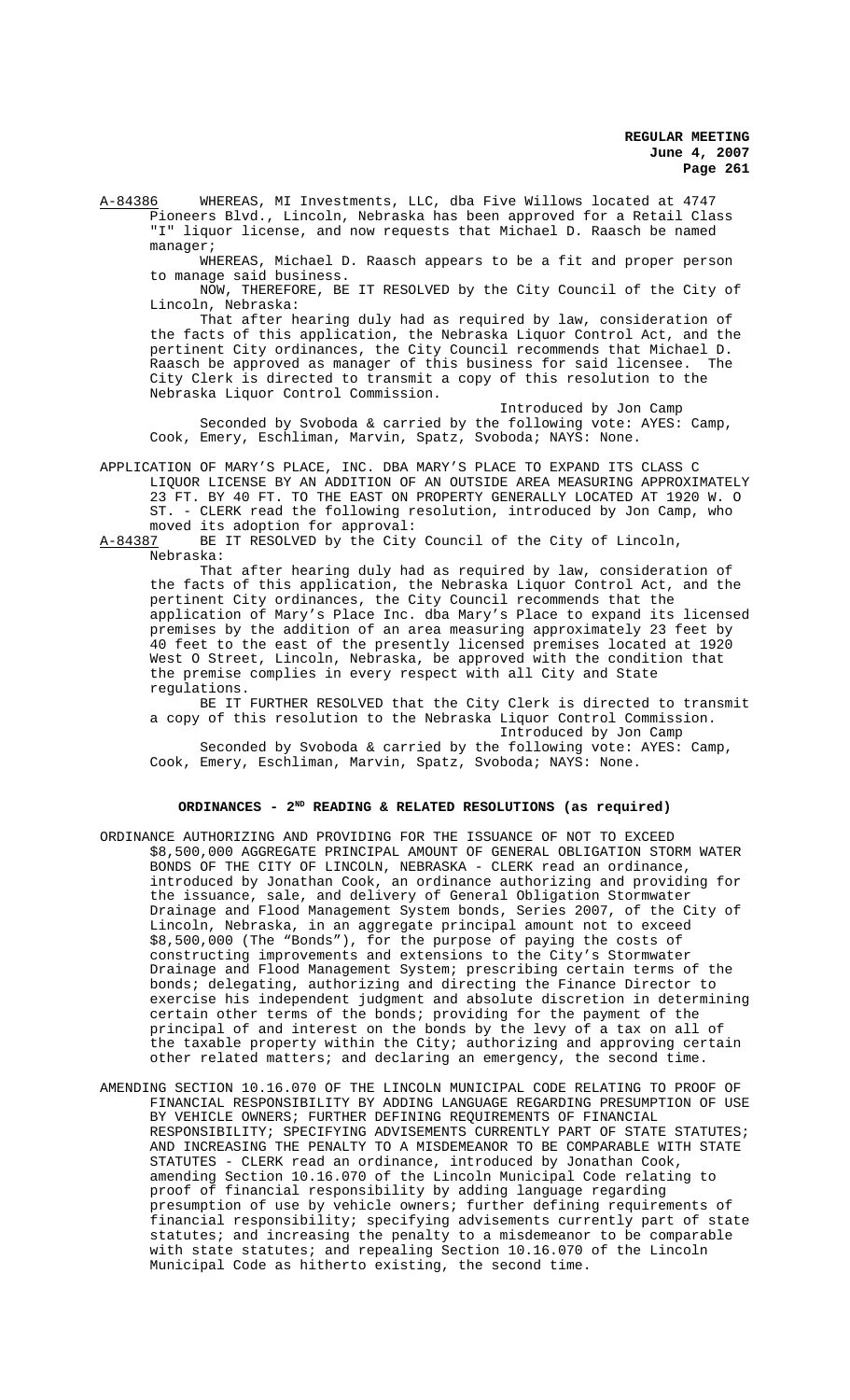A-84386 WHEREAS, MI Investments, LLC, dba Five Willows located at 4747 Pioneers Blvd., Lincoln, Nebraska has been approved for a Retail Class "I" liquor license, and now requests that Michael D. Raasch be named manager;

WHEREAS, Michael D. Raasch appears to be a fit and proper person to manage said business.

NOW, THEREFORE, BE IT RESOLVED by the City Council of the City of Lincoln, Nebraska:

That after hearing duly had as required by law, consideration of the facts of this application, the Nebraska Liquor Control Act, and the pertinent City ordinances, the City Council recommends that Michael D. Raasch be approved as manager of this business for said licensee. The City Clerk is directed to transmit a copy of this resolution to the Nebraska Liquor Control Commission.

Introduced by Jon Camp

Seconded by Svoboda & carried by the following vote: AYES: Camp, Cook, Emery, Eschliman, Marvin, Spatz, Svoboda; NAYS: None.

APPLICATION OF MARY'S PLACE, INC. DBA MARY'S PLACE TO EXPAND ITS CLASS C LIQUOR LICENSE BY AN ADDITION OF AN OUTSIDE AREA MEASURING APPROXIMATELY 23 FT. BY 40 FT. TO THE EAST ON PROPERTY GENERALLY LOCATED AT 1920 W. O ST. - CLERK read the following resolution, introduced by Jon Camp, who moved its adoption for approval:

A-84387 BE IT RESOLVED by the City Council of the City of Lincoln, Nebraska:

That after hearing duly had as required by law, consideration of the facts of this application, the Nebraska Liquor Control Act, and the pertinent City ordinances, the City Council recommends that the application of Mary's Place Inc. dba Mary's Place to expand its licensed premises by the addition of an area measuring approximately 23 feet by 40 feet to the east of the presently licensed premises located at 1920 West O Street, Lincoln, Nebraska, be approved with the condition that the premise complies in every respect with all City and State regulations.

BE IT FURTHER RESOLVED that the City Clerk is directed to transmit a copy of this resolution to the Nebraska Liquor Control Commission.

Introduced by Jon Camp

Seconded by Svoboda & carried by the following vote: AYES: Camp, Cook, Emery, Eschliman, Marvin, Spatz, Svoboda; NAYS: None.

## ORDINANCES - 2ND READING & RELATED RESOLUTIONS (as required)

ORDINANCE AUTHORIZING AND PROVIDING FOR THE ISSUANCE OF NOT TO EXCEED $8,500,000 AGGREGATE PRINCIPAL AMOUNT OF GENERAL OBLIGATION STORM WATER BONDS OF THE CITY OF LINCOLN, NEBRASKA - CLERK read an ordinance, introduced by Jonathan Cook, an ordinance authorizing and providing for the issuance, sale, and delivery of General Obligation Stormwater Drainage and Flood Management System bonds, Series 2007, of the City of Lincoln, Nebraska, in an aggregate principal amount not to exceed $8,500,000 (The "Bonds"), for the purpose of paying the costs of constructing improvements and extensions to the City's Stormwater Drainage and Flood Management System; prescribing certain terms of the bonds; delegating, authorizing and directing the Finance Director to exercise his independent judgment and absolute discretion in determining certain other terms of the bonds; providing for the payment of the principal of and interest on the bonds by the levy of a tax on all of the taxable property within the City; authorizing and approving certain other related matters; and declaring an emergency, the second time.

AMENDING SECTION 10.16.070 OF THE LINCOLN MUNICIPAL CODE RELATING TO PROOF OF FINANCIAL RESPONSIBILITY BY ADDING LANGUAGE REGARDING PRESUMPTION OF USE BY VEHICLE OWNERS; FURTHER DEFINING REQUIREMENTS OF FINANCIAL RESPONSIBILITY; SPECIFYING ADVISEMENTS CURRENTLY PART OF STATE STATUTES; AND INCREASING THE PENALTY TO A MISDEMEANOR TO BE COMPARABLE WITH STATE STATUTES - CLERK read an ordinance, introduced by Jonathan Cook, amending Section 10.16.070 of the Lincoln Municipal Code relating to proof of financial responsibility by adding language regarding presumption of use by vehicle owners; further defining requirements of financial responsibility; specifying advisements currently part of state statutes; and increasing the penalty to a misdemeanor to be comparable with state statutes; and repealing Section 10.16.070 of the Lincoln Municipal Code as hitherto existing, the second time.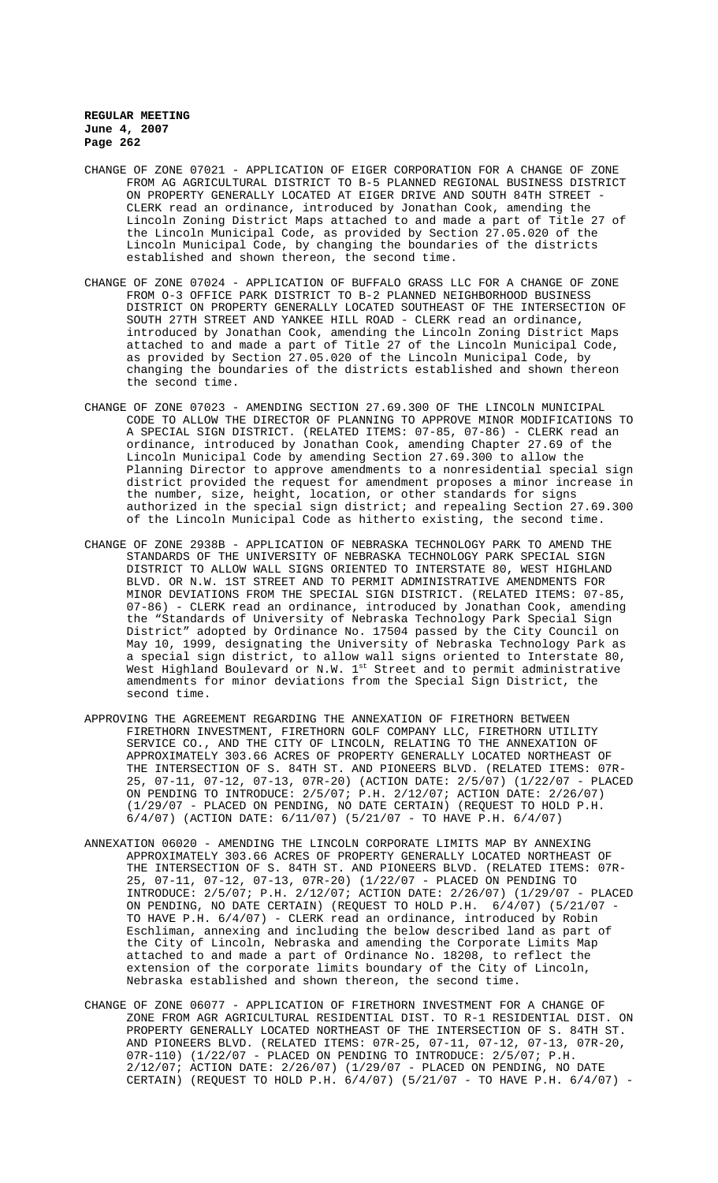CHANGE OF ZONE 07021 - APPLICATION OF EIGER CORPORATION FOR A CHANGE OF ZONE FROM AG AGRICULTURAL DISTRICT TO B-5 PLANNED REGIONAL BUSINESS DISTRICT ON PROPERTY GENERALLY LOCATED AT EIGER DRIVE AND SOUTH 84TH STREET - CLERK read an ordinance, introduced by Jonathan Cook, amending the Lincoln Zoning District Maps attached to and made a part of Title 27 of the Lincoln Municipal Code, as provided by Section 27.05.020 of the Lincoln Municipal Code, by changing the boundaries of the districts established and shown thereon, the second time.

CHANGE OF ZONE 07024 - APPLICATION OF BUFFALO GRASS LLC FOR A CHANGE OF ZONE FROM O-3 OFFICE PARK DISTRICT TO B-2 PLANNED NEIGHBORHOOD BUSINESS DISTRICT ON PROPERTY GENERALLY LOCATED SOUTHEAST OF THE INTERSECTION OF SOUTH 27TH STREET AND YANKEE HILL ROAD - CLERK read an ordinance, introduced by Jonathan Cook, amending the Lincoln Zoning District Maps attached to and made a part of Title 27 of the Lincoln Municipal Code, as provided by Section 27.05.020 of the Lincoln Municipal Code, by changing the boundaries of the districts established and shown thereon the second time.

CHANGE OF ZONE 07023 - AMENDING SECTION 27.69.300 OF THE LINCOLN MUNICIPAL CODE TO ALLOW THE DIRECTOR OF PLANNING TO APPROVE MINOR MODIFICATIONS TO A SPECIAL SIGN DISTRICT. (RELATED ITEMS: 07-85, 07-86) - CLERK read an ordinance, introduced by Jonathan Cook, amending Chapter 27.69 of the Lincoln Municipal Code by amending Section 27.69.300 to allow the Planning Director to approve amendments to a nonresidential special sign district provided the request for amendment proposes a minor increase in the number, size, height, location, or other standards for signs authorized in the special sign district; and repealing Section 27.69.300 of the Lincoln Municipal Code as hitherto existing, the second time.

CHANGE OF ZONE 2938B - APPLICATION OF NEBRASKA TECHNOLOGY PARK TO AMEND THE STANDARDS OF THE UNIVERSITY OF NEBRASKA TECHNOLOGY PARK SPECIAL SIGN DISTRICT TO ALLOW WALL SIGNS ORIENTED TO INTERSTATE 80, WEST HIGHLAND BLVD. OR N.W. 1ST STREET AND TO PERMIT ADMINISTRATIVE AMENDMENTS FOR MINOR DEVIATIONS FROM THE SPECIAL SIGN DISTRICT. (RELATED ITEMS: 07-85, 07-86) - CLERK read an ordinance, introduced by Jonathan Cook, amending the "Standards of University of Nebraska Technology Park Special Sign District" adopted by Ordinance No. 17504 passed by the City Council on May 10, 1999, designating the University of Nebraska Technology Park as a special sign district, to allow wall signs oriented to Interstate 80, West Highland Boulevard or N.W. 1st Street and to permit administrative amendments for minor deviations from the Special Sign District, the second time.

APPROVING THE AGREEMENT REGARDING THE ANNEXATION OF FIRETHORN BETWEEN FIRETHORN INVESTMENT, FIRETHORN GOLF COMPANY LLC, FIRETHORN UTILITY SERVICE CO., AND THE CITY OF LINCOLN, RELATING TO THE ANNEXATION OF APPROXIMATELY 303.66 ACRES OF PROPERTY GENERALLY LOCATED NORTHEAST OF THE INTERSECTION OF S. 84TH ST. AND PIONEERS BLVD. (RELATED ITEMS: 07R-25, 07-11, 07-12, 07-13, 07R-20) (ACTION DATE: 2/5/07) (1/22/07 - PLACED ON PENDING TO INTRODUCE: 2/5/07; P.H. 2/12/07; ACTION DATE: 2/26/07) (1/29/07 - PLACED ON PENDING, NO DATE CERTAIN) (REQUEST TO HOLD P.H. 6/4/07) (ACTION DATE: 6/11/07) (5/21/07 - TO HAVE P.H. 6/4/07)

ANNEXATION 06020 - AMENDING THE LINCOLN CORPORATE LIMITS MAP BY ANNEXING APPROXIMATELY 303.66 ACRES OF PROPERTY GENERALLY LOCATED NORTHEAST OF THE INTERSECTION OF S. 84TH ST. AND PIONEERS BLVD. (RELATED ITEMS: 07R-25, 07-11, 07-12, 07-13, 07R-20) (1/22/07 - PLACED ON PENDING TO INTRODUCE: 2/5/07; P.H. 2/12/07; ACTION DATE: 2/26/07) (1/29/07 - PLACED ON PENDING, NO DATE CERTAIN) (REQUEST TO HOLD P.H. 6/4/07) (5/21/07 - TO HAVE P.H. 6/4/07) - CLERK read an ordinance, introduced by Robin Eschliman, annexing and including the below described land as part of the City of Lincoln, Nebraska and amending the Corporate Limits Map attached to and made a part of Ordinance No. 18208, to reflect the extension of the corporate limits boundary of the City of Lincoln, Nebraska established and shown thereon, the second time.

CHANGE OF ZONE 06077 - APPLICATION OF FIRETHORN INVESTMENT FOR A CHANGE OF ZONE FROM AGR AGRICULTURAL RESIDENTIAL DIST. TO R-1 RESIDENTIAL DIST. ON PROPERTY GENERALLY LOCATED NORTHEAST OF THE INTERSECTION OF S. 84TH ST. AND PIONEERS BLVD. (RELATED ITEMS: 07R-25, 07-11, 07-12, 07-13, 07R-20, 07R-110) (1/22/07 - PLACED ON PENDING TO INTRODUCE: 2/5/07; P.H. 2/12/07; ACTION DATE: 2/26/07) (1/29/07 - PLACED ON PENDING, NO DATE CERTAIN) (REQUEST TO HOLD P.H. 6/4/07) (5/21/07 - TO HAVE P.H. 6/4/07) -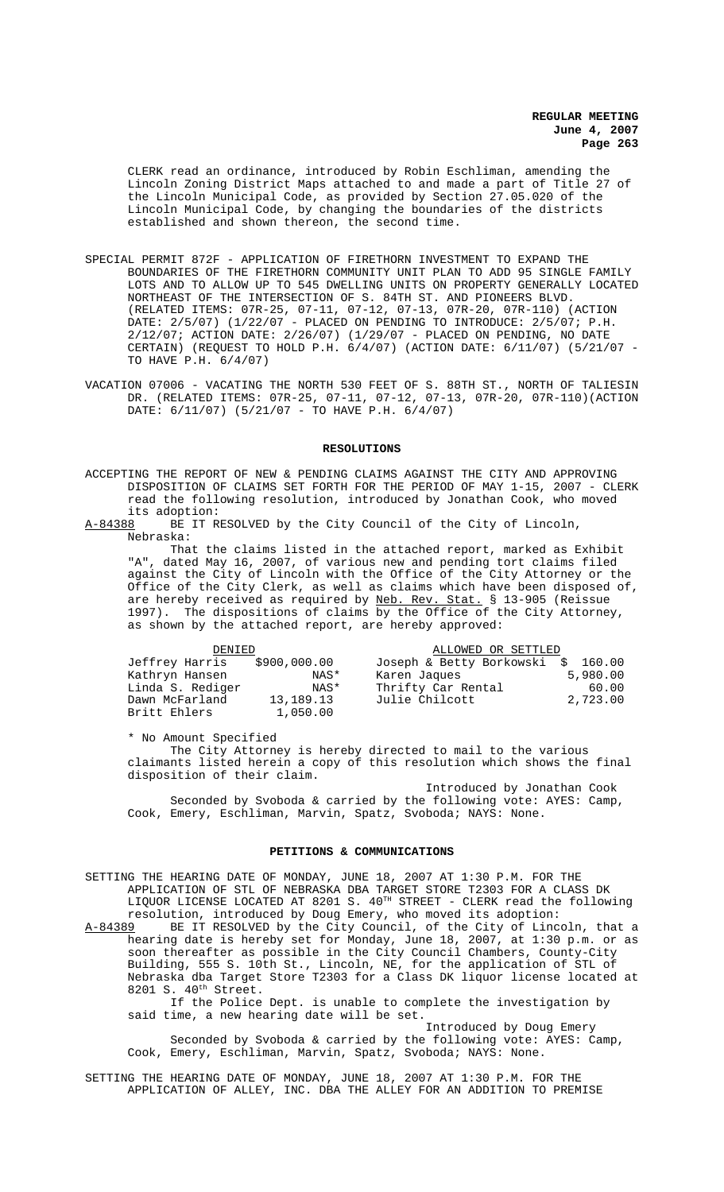CLERK read an ordinance, introduced by Robin Eschliman, amending the Lincoln Zoning District Maps attached to and made a part of Title 27 of the Lincoln Municipal Code, as provided by Section 27.05.020 of the Lincoln Municipal Code, by changing the boundaries of the districts established and shown thereon, the second time.

SPECIAL PERMIT 872F - APPLICATION OF FIRETHORN INVESTMENT TO EXPAND THE BOUNDARIES OF THE FIRETHORN COMMUNITY UNIT PLAN TO ADD 95 SINGLE FAMILY LOTS AND TO ALLOW UP TO 545 DWELLING UNITS ON PROPERTY GENERALLY LOCATED NORTHEAST OF THE INTERSECTION OF S. 84TH ST. AND PIONEERS BLVD. (RELATED ITEMS: 07R-25, 07-11, 07-12, 07-13, 07R-20, 07R-110) (ACTION DATE: 2/5/07) (1/22/07 - PLACED ON PENDING TO INTRODUCE: 2/5/07; P.H. 2/12/07; ACTION DATE: 2/26/07) (1/29/07 - PLACED ON PENDING, NO DATE CERTAIN) (REQUEST TO HOLD P.H. 6/4/07) (ACTION DATE: 6/11/07) (5/21/07 - TO HAVE P.H. 6/4/07)

VACATION 07006 - VACATING THE NORTH 530 FEET OF S. 88TH ST., NORTH OF TALIESIN DR. (RELATED ITEMS: 07R-25, 07-11, 07-12, 07-13, 07R-20, 07R-110)(ACTION DATE: 6/11/07) (5/21/07 - TO HAVE P.H. 6/4/07)

## RESOLUTIONS

ACCEPTING THE REPORT OF NEW & PENDING CLAIMS AGAINST THE CITY AND APPROVING DISPOSITION OF CLAIMS SET FORTH FOR THE PERIOD OF MAY 1-15, 2007 - CLERK read the following resolution, introduced by Jonathan Cook, who moved its adoption:

A-84388 BE IT RESOLVED by the City Council of the City of Lincoln, Nebraska:

That the claims listed in the attached report, marked as Exhibit "A", dated May 16, 2007, of various new and pending tort claims filed against the City of Lincoln with the Office of the City Attorney or the Office of the City Clerk, as well as claims which have been disposed of, are hereby received as required by Neb. Rev. Stat. § 13-905 (Reissue 1997). The dispositions of claims by the Office of the City Attorney, as shown by the attached report, are hereby approved:

| DENIED | | ALLOWED OR SETTLED | |
|---|---|---|---|
| Jeffrey Harris | $900,000.00 | Joseph & Betty Borkowski | $ 160.00 |
| Kathryn Hansen | NAS* | Karen Jaques | 5,980.00 |
| Linda S. Rediger | NAS* | Thrifty Car Rental | 60.00 |
| Dawn McFarland | 13,189.13 | Julie Chilcott | 2,723.00 |
| Britt Ehlers | 1,050.00 | | |

* No Amount Specified

The City Attorney is hereby directed to mail to the various claimants listed herein a copy of this resolution which shows the final disposition of their claim.

Introduced by Jonathan Cook

Seconded by Svoboda & carried by the following vote: AYES: Camp, Cook, Emery, Eschliman, Marvin, Spatz, Svoboda; NAYS: None.

## PETITIONS & COMMUNICATIONS

SETTING THE HEARING DATE OF MONDAY, JUNE 18, 2007 AT 1:30 P.M. FOR THE APPLICATION OF STL OF NEBRASKA DBA TARGET STORE T2303 FOR A CLASS DK LIQUOR LICENSE LOCATED AT 8201 S. 40TH STREET - CLERK read the following resolution, introduced by Doug Emery, who moved its adoption:

A-84389 BE IT RESOLVED by the City Council, of the City of Lincoln, that a hearing date is hereby set for Monday, June 18, 2007, at 1:30 p.m. or as soon thereafter as possible in the City Council Chambers, County-City Building, 555 S. 10th St., Lincoln, NE, for the application of STL of Nebraska dba Target Store T2303 for a Class DK liquor license located at 8201 S. 40th Street.

If the Police Dept. is unable to complete the investigation by said time, a new hearing date will be set.

Introduced by Doug Emery

Seconded by Svoboda & carried by the following vote: AYES: Camp, Cook, Emery, Eschliman, Marvin, Spatz, Svoboda; NAYS: None.

SETTING THE HEARING DATE OF MONDAY, JUNE 18, 2007 AT 1:30 P.M. FOR THE APPLICATION OF ALLEY, INC. DBA THE ALLEY FOR AN ADDITION TO PREMISE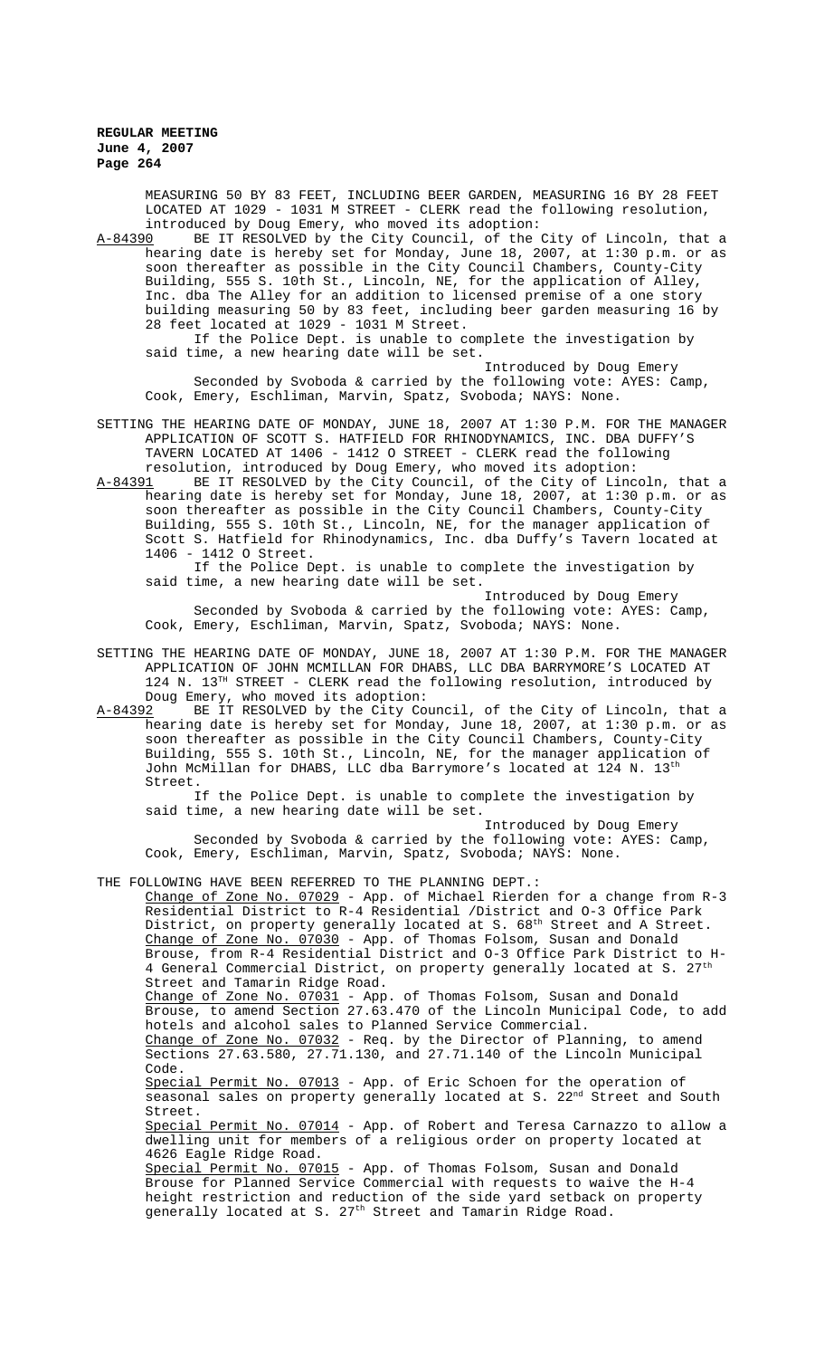MEASURING 50 BY 83 FEET, INCLUDING BEER GARDEN, MEASURING 16 BY 28 FEET LOCATED AT 1029 - 1031 M STREET - CLERK read the following resolution, introduced by Doug Emery, who moved its adoption:

A-84390 BE IT RESOLVED by the City Council, of the City of Lincoln, that a hearing date is hereby set for Monday, June 18, 2007, at 1:30 p.m. or as soon thereafter as possible in the City Council Chambers, County-City Building, 555 S. 10th St., Lincoln, NE, for the application of Alley, Inc. dba The Alley for an addition to licensed premise of a one story building measuring 50 by 83 feet, including beer garden measuring 16 by 28 feet located at 1029 - 1031 M Street.

If the Police Dept. is unable to complete the investigation by said time, a new hearing date will be set.

Introduced by Doug Emery

Seconded by Svoboda & carried by the following vote: AYES: Camp, Cook, Emery, Eschliman, Marvin, Spatz, Svoboda; NAYS: None.

SETTING THE HEARING DATE OF MONDAY, JUNE 18, 2007 AT 1:30 P.M. FOR THE MANAGER APPLICATION OF SCOTT S. HATFIELD FOR RHINODYNAMICS, INC. DBA DUFFY'S TAVERN LOCATED AT 1406 - 1412 O STREET - CLERK read the following resolution, introduced by Doug Emery, who moved its adoption:

A-84391 BE IT RESOLVED by the City Council, of the City of Lincoln, that a hearing date is hereby set for Monday, June 18, 2007, at 1:30 p.m. or as soon thereafter as possible in the City Council Chambers, County-City Building, 555 S. 10th St., Lincoln, NE, for the manager application of Scott S. Hatfield for Rhinodynamics, Inc. dba Duffy's Tavern located at 1406 - 1412 O Street.

If the Police Dept. is unable to complete the investigation by said time, a new hearing date will be set.

Introduced by Doug Emery

Seconded by Svoboda & carried by the following vote: AYES: Camp, Cook, Emery, Eschliman, Marvin, Spatz, Svoboda; NAYS: None.

SETTING THE HEARING DATE OF MONDAY, JUNE 18, 2007 AT 1:30 P.M. FOR THE MANAGER APPLICATION OF JOHN MCMILLAN FOR DHABS, LLC DBA BARRYMORE'S LOCATED AT 124 N. 13TH STREET - CLERK read the following resolution, introduced by Doug Emery, who moved its adoption:

A-84392 BE IT RESOLVED by the City Council, of the City of Lincoln, that a hearing date is hereby set for Monday, June 18, 2007, at 1:30 p.m. or as soon thereafter as possible in the City Council Chambers, County-City Building, 555 S. 10th St., Lincoln, NE, for the manager application of John McMillan for DHABS, LLC dba Barrymore's located at 124 N. 13th Street.

If the Police Dept. is unable to complete the investigation by said time, a new hearing date will be set.

Introduced by Doug Emery

Seconded by Svoboda & carried by the following vote: AYES: Camp, Cook, Emery, Eschliman, Marvin, Spatz, Svoboda; NAYS: None.

THE FOLLOWING HAVE BEEN REFERRED TO THE PLANNING DEPT.:

Change of Zone No. 07029 - App. of Michael Rierden for a change from R-3 Residential District to R-4 Residential /District and O-3 Office Park District, on property generally located at S. 68th Street and A Street.

Change of Zone No. 07030 - App. of Thomas Folsom, Susan and Donald Brouse, from R-4 Residential District and O-3 Office Park District to H-4 General Commercial District, on property generally located at S. 27th Street and Tamarin Ridge Road.

Change of Zone No. 07031 - App. of Thomas Folsom, Susan and Donald Brouse, to amend Section 27.63.470 of the Lincoln Municipal Code, to add hotels and alcohol sales to Planned Service Commercial.

Change of Zone No. 07032 - Req. by the Director of Planning, to amend Sections 27.63.580, 27.71.130, and 27.71.140 of the Lincoln Municipal Code.

Special Permit No. 07013 - App. of Eric Schoen for the operation of seasonal sales on property generally located at S. 22nd Street and South Street.

Special Permit No. 07014 - App. of Robert and Teresa Carnazzo to allow a dwelling unit for members of a religious order on property located at 4626 Eagle Ridge Road.

Special Permit No. 07015 - App. of Thomas Folsom, Susan and Donald Brouse for Planned Service Commercial with requests to waive the H-4 height restriction and reduction of the side yard setback on property generally located at S. 27th Street and Tamarin Ridge Road.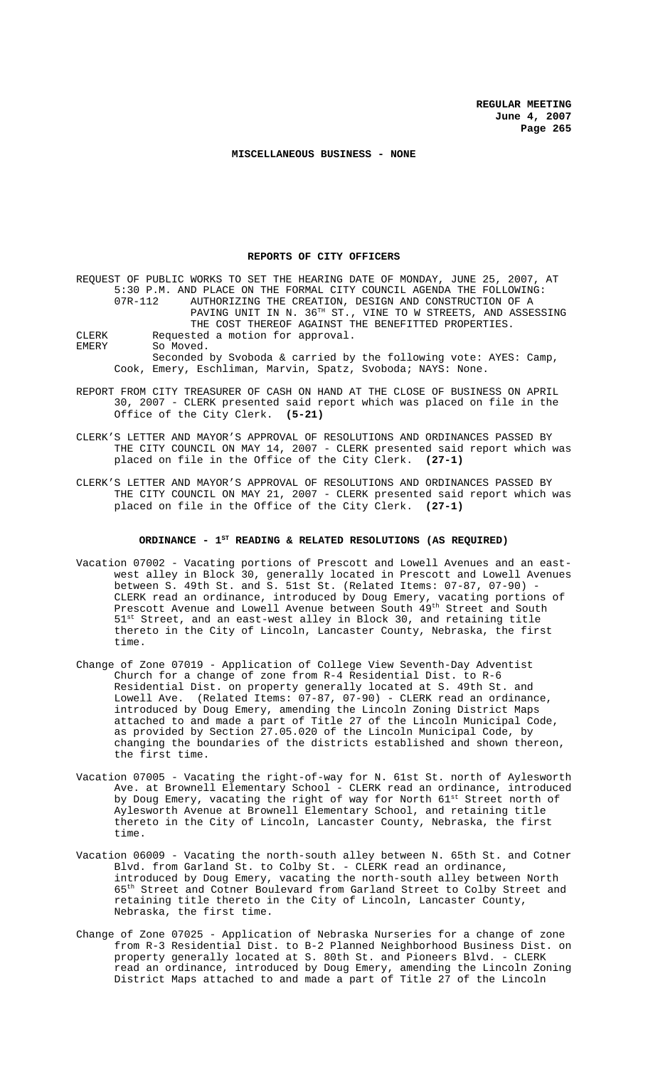**MISCELLANEOUS BUSINESS - NONE**

**REPORTS OF CITY OFFICERS**

REQUEST OF PUBLIC WORKS TO SET THE HEARING DATE OF MONDAY, JUNE 25, 2007, AT 5:30 P.M. AND PLACE ON THE FORMAL CITY COUNCIL AGENDA THE FOLLOWING:

07R-112 AUTHORIZING THE CREATION, DESIGN AND CONSTRUCTION OF A PAVING UNIT IN N. 36TH ST., VINE TO W STREETS, AND ASSESSING THE COST THEREOF AGAINST THE BENEFITTED PROPERTIES.

CLERK Requested a motion for approval.

EMERY So Moved.

Seconded by Svoboda & carried by the following vote: AYES: Camp, Cook, Emery, Eschliman, Marvin, Spatz, Svoboda; NAYS: None.

REPORT FROM CITY TREASURER OF CASH ON HAND AT THE CLOSE OF BUSINESS ON APRIL 30, 2007 - CLERK presented said report which was placed on file in the Office of the City Clerk. **(5-21)**

CLERK'S LETTER AND MAYOR'S APPROVAL OF RESOLUTIONS AND ORDINANCES PASSED BY THE CITY COUNCIL ON MAY 14, 2007 - CLERK presented said report which was placed on file in the Office of the City Clerk. **(27-1)**

CLERK'S LETTER AND MAYOR'S APPROVAL OF RESOLUTIONS AND ORDINANCES PASSED BY THE CITY COUNCIL ON MAY 21, 2007 - CLERK presented said report which was placed on file in the Office of the City Clerk. **(27-1)**

**ORDINANCE - 1ST READING & RELATED RESOLUTIONS (AS REQUIRED)**

Vacation 07002 - Vacating portions of Prescott and Lowell Avenues and an east-west alley in Block 30, generally located in Prescott and Lowell Avenues between S. 49th St. and S. 51st St. (Related Items: 07-87, 07-90) - CLERK read an ordinance, introduced by Doug Emery, vacating portions of Prescott Avenue and Lowell Avenue between South 49th Street and South 51st Street, and an east-west alley in Block 30, and retaining title thereto in the City of Lincoln, Lancaster County, Nebraska, the first time.

Change of Zone 07019 - Application of College View Seventh-Day Adventist Church for a change of zone from R-4 Residential Dist. to R-6 Residential Dist. on property generally located at S. 49th St. and Lowell Ave. (Related Items: 07-87, 07-90) - CLERK read an ordinance, introduced by Doug Emery, amending the Lincoln Zoning District Maps attached to and made a part of Title 27 of the Lincoln Municipal Code, as provided by Section 27.05.020 of the Lincoln Municipal Code, by changing the boundaries of the districts established and shown thereon, the first time.

Vacation 07005 - Vacating the right-of-way for N. 61st St. north of Aylesworth Ave. at Brownell Elementary School - CLERK read an ordinance, introduced by Doug Emery, vacating the right of way for North 61st Street north of Aylesworth Avenue at Brownell Elementary School, and retaining title thereto in the City of Lincoln, Lancaster County, Nebraska, the first time.

Vacation 06009 - Vacating the north-south alley between N. 65th St. and Cotner Blvd. from Garland St. to Colby St. - CLERK read an ordinance, introduced by Doug Emery, vacating the north-south alley between North 65th Street and Cotner Boulevard from Garland Street to Colby Street and retaining title thereto in the City of Lincoln, Lancaster County, Nebraska, the first time.

Change of Zone 07025 - Application of Nebraska Nurseries for a change of zone from R-3 Residential Dist. to B-2 Planned Neighborhood Business Dist. on property generally located at S. 80th St. and Pioneers Blvd. - CLERK read an ordinance, introduced by Doug Emery, amending the Lincoln Zoning District Maps attached to and made a part of Title 27 of the Lincoln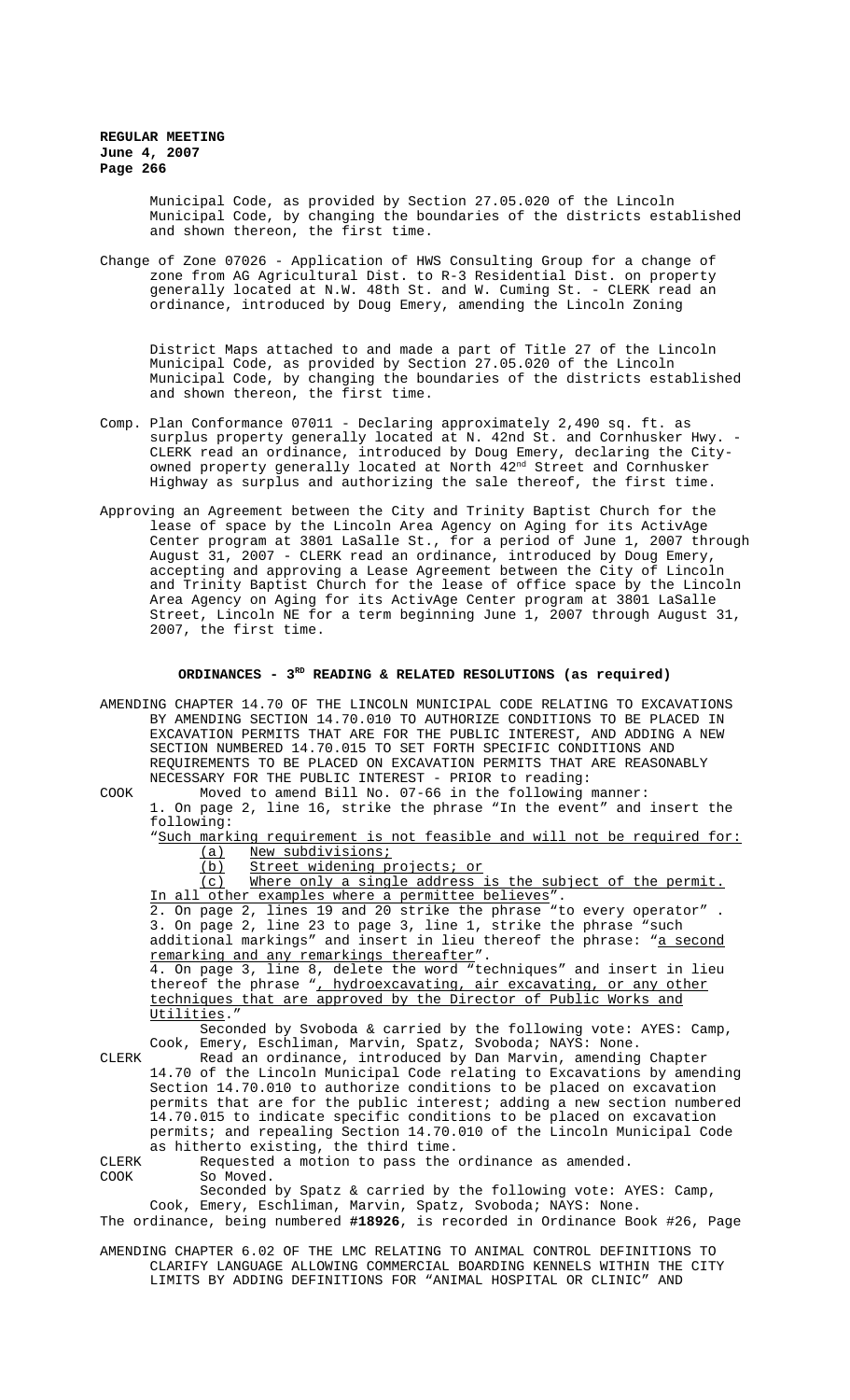Municipal Code, as provided by Section 27.05.020 of the Lincoln Municipal Code, by changing the boundaries of the districts established and shown thereon, the first time.

Change of Zone 07026 - Application of HWS Consulting Group for a change of zone from AG Agricultural Dist. to R-3 Residential Dist. on property generally located at N.W. 48th St. and W. Cuming St. - CLERK read an ordinance, introduced by Doug Emery, amending the Lincoln Zoning District Maps attached to and made a part of Title 27 of the Lincoln Municipal Code, as provided by Section 27.05.020 of the Lincoln Municipal Code, by changing the boundaries of the districts established and shown thereon, the first time.

Comp. Plan Conformance 07011 - Declaring approximately 2,490 sq. ft. as surplus property generally located at N. 42nd St. and Cornhusker Hwy. - CLERK read an ordinance, introduced by Doug Emery, declaring the City-owned property generally located at North 42nd Street and Cornhusker Highway as surplus and authorizing the sale thereof, the first time.

Approving an Agreement between the City and Trinity Baptist Church for the lease of space by the Lincoln Area Agency on Aging for its ActivAge Center program at 3801 LaSalle St., for a period of June 1, 2007 through August 31, 2007 - CLERK read an ordinance, introduced by Doug Emery, accepting and approving a Lease Agreement between the City of Lincoln and Trinity Baptist Church for the lease of office space by the Lincoln Area Agency on Aging for its ActivAge Center program at 3801 LaSalle Street, Lincoln NE for a term beginning June 1, 2007 through August 31, 2007, the first time.

## ORDINANCES - 3RD READING & RELATED RESOLUTIONS (as required)

AMENDING CHAPTER 14.70 OF THE LINCOLN MUNICIPAL CODE RELATING TO EXCAVATIONS BY AMENDING SECTION 14.70.010 TO AUTHORIZE CONDITIONS TO BE PLACED IN EXCAVATION PERMITS THAT ARE FOR THE PUBLIC INTEREST, AND ADDING A NEW SECTION NUMBERED 14.70.015 TO SET FORTH SPECIFIC CONDITIONS AND REQUIREMENTS TO BE PLACED ON EXCAVATION PERMITS THAT ARE REASONABLY NECESSARY FOR THE PUBLIC INTEREST - PRIOR to reading:

COOK Moved to amend Bill No. 07-66 in the following manner:
1. On page 2, line 16, strike the phrase "In the event" and insert the following:
"Such marking requirement is not feasible and will not be required for:
(a) New subdivisions;
(b) Street widening projects; or
(c) Where only a single address is the subject of the permit.
In all other examples where a permittee believes".
2. On page 2, lines 19 and 20 strike the phrase "to every operator" .
3. On page 2, line 23 to page 3, line 1, strike the phrase "such additional markings" and insert in lieu thereof the phrase: "a second remarking and any remarkings thereafter".
4. On page 3, line 8, delete the word "techniques" and insert in lieu thereof the phrase ", hydroexcavating, air excavating, or any other techniques that are approved by the Director of Public Works and Utilities."
Seconded by Svoboda & carried by the following vote: AYES: Camp, Cook, Emery, Eschliman, Marvin, Spatz, Svoboda; NAYS: None.

CLERK Read an ordinance, introduced by Dan Marvin, amending Chapter 14.70 of the Lincoln Municipal Code relating to Excavations by amending Section 14.70.010 to authorize conditions to be placed on excavation permits that are for the public interest; adding a new section numbered 14.70.015 to indicate specific conditions to be placed on excavation permits; and repealing Section 14.70.010 of the Lincoln Municipal Code as hitherto existing, the third time.

CLERK Requested a motion to pass the ordinance as amended.

COOK So Moved.
Seconded by Spatz & carried by the following vote: AYES: Camp, Cook, Emery, Eschliman, Marvin, Spatz, Svoboda; NAYS: None.

The ordinance, being numbered **#18926**, is recorded in Ordinance Book #26, Page

AMENDING CHAPTER 6.02 OF THE LMC RELATING TO ANIMAL CONTROL DEFINITIONS TO CLARIFY LANGUAGE ALLOWING COMMERCIAL BOARDING KENNELS WITHIN THE CITY LIMITS BY ADDING DEFINITIONS FOR "ANIMAL HOSPITAL OR CLINIC" AND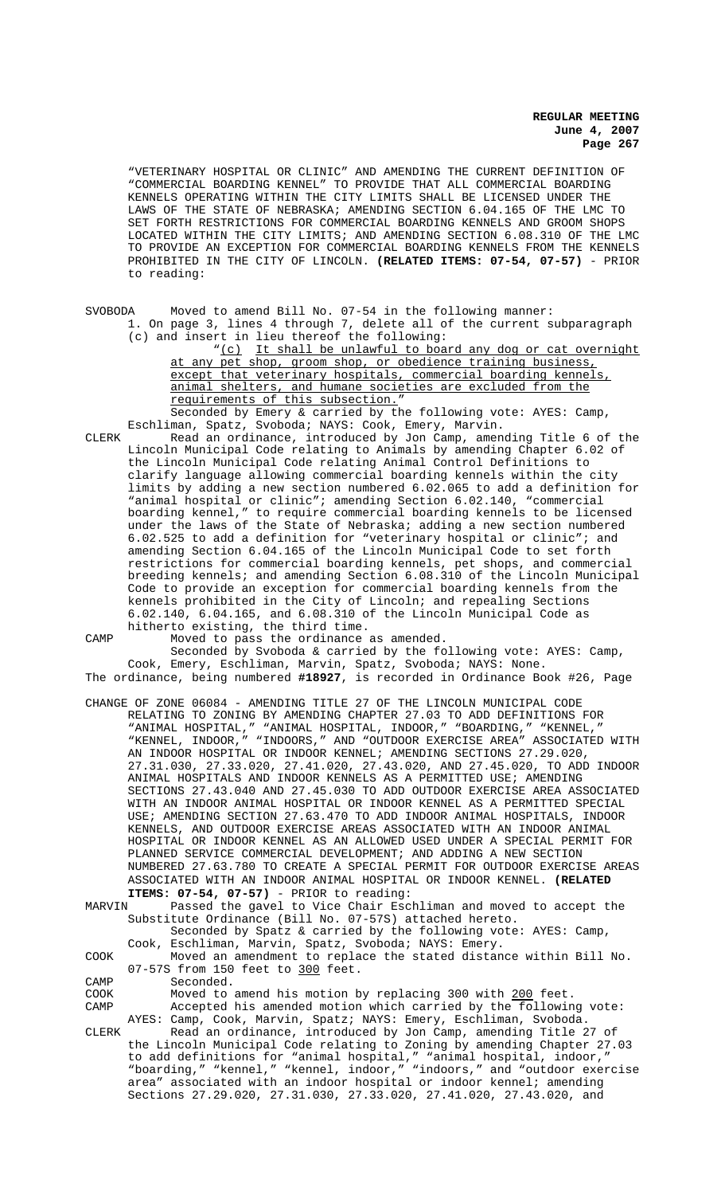"VETERINARY HOSPITAL OR CLINIC" AND AMENDING THE CURRENT DEFINITION OF "COMMERCIAL BOARDING KENNEL" TO PROVIDE THAT ALL COMMERCIAL BOARDING KENNELS OPERATING WITHIN THE CITY LIMITS SHALL BE LICENSED UNDER THE LAWS OF THE STATE OF NEBRASKA; AMENDING SECTION 6.04.165 OF THE LMC TO SET FORTH RESTRICTIONS FOR COMMERCIAL BOARDING KENNELS AND GROOM SHOPS LOCATED WITHIN THE CITY LIMITS; AND AMENDING SECTION 6.08.310 OF THE LMC TO PROVIDE AN EXCEPTION FOR COMMERCIAL BOARDING KENNELS FROM THE KENNELS PROHIBITED IN THE CITY OF LINCOLN. **(RELATED ITEMS: 07-54, 07-57)** - PRIOR to reading:

SVOBODA Moved to amend Bill No. 07-54 in the following manner:

1. On page 3, lines 4 through 7, delete all of the current subparagraph (c) and insert in lieu thereof the following:

"(c) It shall be unlawful to board any dog or cat overnight at any pet shop, groom shop, or obedience training business, except that veterinary hospitals, commercial boarding kennels, animal shelters, and humane societies are excluded from the requirements of this subsection."

Seconded by Emery & carried by the following vote: AYES: Camp, Eschliman, Spatz, Svoboda; NAYS: Cook, Emery, Marvin.

CLERK Read an ordinance, introduced by Jon Camp, amending Title 6 of the Lincoln Municipal Code relating to Animals by amending Chapter 6.02 of the Lincoln Municipal Code relating Animal Control Definitions to clarify language allowing commercial boarding kennels within the city limits by adding a new section numbered 6.02.065 to add a definition for "animal hospital or clinic"; amending Section 6.02.140, "commercial boarding kennel," to require commercial boarding kennels to be licensed under the laws of the State of Nebraska; adding a new section numbered 6.02.525 to add a definition for "veterinary hospital or clinic"; and amending Section 6.04.165 of the Lincoln Municipal Code to set forth restrictions for commercial boarding kennels, pet shops, and commercial breeding kennels; and amending Section 6.08.310 of the Lincoln Municipal Code to provide an exception for commercial boarding kennels from the kennels prohibited in the City of Lincoln; and repealing Sections 6.02.140, 6.04.165, and 6.08.310 of the Lincoln Municipal Code as hitherto existing, the third time.

CAMP Moved to pass the ordinance as amended.

Seconded by Svoboda & carried by the following vote: AYES: Camp, Cook, Emery, Eschliman, Marvin, Spatz, Svoboda; NAYS: None.

The ordinance, being numbered **#18927**, is recorded in Ordinance Book #26, Page

CHANGE OF ZONE 06084 - AMENDING TITLE 27 OF THE LINCOLN MUNICIPAL CODE RELATING TO ZONING BY AMENDING CHAPTER 27.03 TO ADD DEFINITIONS FOR "ANIMAL HOSPITAL," "ANIMAL HOSPITAL, INDOOR," "BOARDING," "KENNEL," "KENNEL, INDOOR," "INDOORS," AND "OUTDOOR EXERCISE AREA" ASSOCIATED WITH AN INDOOR HOSPITAL OR INDOOR KENNEL; AMENDING SECTIONS 27.29.020, 27.31.030, 27.33.020, 27.41.020, 27.43.020, AND 27.45.020, TO ADD INDOOR ANIMAL HOSPITALS AND INDOOR KENNELS AS A PERMITTED USE; AMENDING SECTIONS 27.43.040 AND 27.45.030 TO ADD OUTDOOR EXERCISE AREA ASSOCIATED WITH AN INDOOR ANIMAL HOSPITAL OR INDOOR KENNEL AS A PERMITTED SPECIAL USE; AMENDING SECTION 27.63.470 TO ADD INDOOR ANIMAL HOSPITALS, INDOOR KENNELS, AND OUTDOOR EXERCISE AREAS ASSOCIATED WITH AN INDOOR ANIMAL HOSPITAL OR INDOOR KENNEL AS AN ALLOWED USED UNDER A SPECIAL PERMIT FOR PLANNED SERVICE COMMERCIAL DEVELOPMENT; AND ADDING A NEW SECTION NUMBERED 27.63.780 TO CREATE A SPECIAL PERMIT FOR OUTDOOR EXERCISE AREAS ASSOCIATED WITH AN INDOOR ANIMAL HOSPITAL OR INDOOR KENNEL. **(RELATED ITEMS: 07-54, 07-57)** - PRIOR to reading:

MARVIN Passed the gavel to Vice Chair Eschliman and moved to accept the Substitute Ordinance (Bill No. 07-57S) attached hereto.

Seconded by Spatz & carried by the following vote: AYES: Camp, Cook, Eschliman, Marvin, Spatz, Svoboda; NAYS: Emery.

COOK Moved an amendment to replace the stated distance within Bill No. 07-57S from 150 feet to 300 feet.

CAMP Seconded.

COOK Moved to amend his motion by replacing 300 with 200 feet.

CAMP Accepted his amended motion which carried by the following vote: AYES: Camp, Cook, Marvin, Spatz; NAYS: Emery, Eschliman, Svoboda.

CLERK Read an ordinance, introduced by Jon Camp, amending Title 27 of the Lincoln Municipal Code relating to Zoning by amending Chapter 27.03 to add definitions for "animal hospital," "animal hospital, indoor," "boarding," "kennel," "kennel, indoor," "indoors," and "outdoor exercise area" associated with an indoor hospital or indoor kennel; amending Sections 27.29.020, 27.31.030, 27.33.020, 27.41.020, 27.43.020, and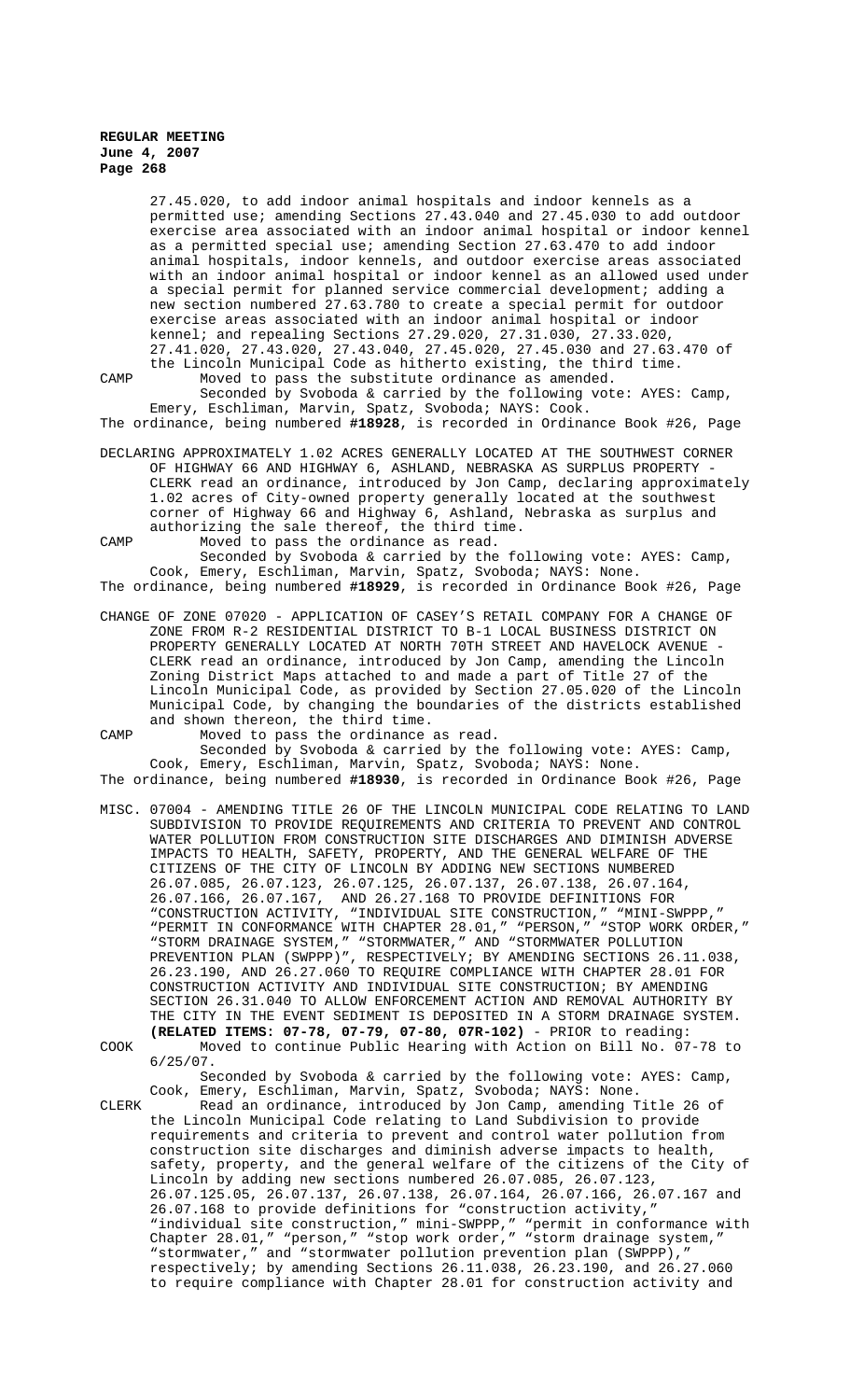27.45.020, to add indoor animal hospitals and indoor kennels as a permitted use; amending Sections 27.43.040 and 27.45.030 to add outdoor exercise area associated with an indoor animal hospital or indoor kennel as a permitted special use; amending Section 27.63.470 to add indoor animal hospitals, indoor kennels, and outdoor exercise areas associated with an indoor animal hospital or indoor kennel as an allowed used under a special permit for planned service commercial development; adding a new section numbered 27.63.780 to create a special permit for outdoor exercise areas associated with an indoor animal hospital or indoor kennel; and repealing Sections 27.29.020, 27.31.030, 27.33.020, 27.41.020, 27.43.020, 27.43.040, 27.45.020, 27.45.030 and 27.63.470 of the Lincoln Municipal Code as hitherto existing, the third time.

CAMP Moved to pass the substitute ordinance as amended.

Seconded by Svoboda & carried by the following vote: AYES: Camp, Emery, Eschliman, Marvin, Spatz, Svoboda; NAYS: Cook.

The ordinance, being numbered **#18928**, is recorded in Ordinance Book #26, Page

DECLARING APPROXIMATELY 1.02 ACRES GENERALLY LOCATED AT THE SOUTHWEST CORNER OF HIGHWAY 66 AND HIGHWAY 6, ASHLAND, NEBRASKA AS SURPLUS PROPERTY - CLERK read an ordinance, introduced by Jon Camp, declaring approximately 1.02 acres of City-owned property generally located at the southwest corner of Highway 66 and Highway 6, Ashland, Nebraska as surplus and authorizing the sale thereof, the third time.

CAMP Moved to pass the ordinance as read.

Seconded by Svoboda & carried by the following vote: AYES: Camp, Cook, Emery, Eschliman, Marvin, Spatz, Svoboda; NAYS: None.

The ordinance, being numbered **#18929**, is recorded in Ordinance Book #26, Page

CHANGE OF ZONE 07020 - APPLICATION OF CASEY'S RETAIL COMPANY FOR A CHANGE OF ZONE FROM R-2 RESIDENTIAL DISTRICT TO B-1 LOCAL BUSINESS DISTRICT ON PROPERTY GENERALLY LOCATED AT NORTH 70TH STREET AND HAVELOCK AVENUE - CLERK read an ordinance, introduced by Jon Camp, amending the Lincoln Zoning District Maps attached to and made a part of Title 27 of the Lincoln Municipal Code, as provided by Section 27.05.020 of the Lincoln Municipal Code, by changing the boundaries of the districts established and shown thereon, the third time.

CAMP Moved to pass the ordinance as read.

Seconded by Svoboda & carried by the following vote: AYES: Camp, Cook, Emery, Eschliman, Marvin, Spatz, Svoboda; NAYS: None.

The ordinance, being numbered **#18930**, is recorded in Ordinance Book #26, Page

MISC. 07004 - AMENDING TITLE 26 OF THE LINCOLN MUNICIPAL CODE RELATING TO LAND SUBDIVISION TO PROVIDE REQUIREMENTS AND CRITERIA TO PREVENT AND CONTROL WATER POLLUTION FROM CONSTRUCTION SITE DISCHARGES AND DIMINISH ADVERSE IMPACTS TO HEALTH, SAFETY, PROPERTY, AND THE GENERAL WELFARE OF THE CITIZENS OF THE CITY OF LINCOLN BY ADDING NEW SECTIONS NUMBERED 26.07.085, 26.07.123, 26.07.125, 26.07.137, 26.07.138, 26.07.164, 26.07.166, 26.07.167, AND 26.27.168 TO PROVIDE DEFINITIONS FOR "CONSTRUCTION ACTIVITY, "INDIVIDUAL SITE CONSTRUCTION," "MINI-SWPPP," "PERMIT IN CONFORMANCE WITH CHAPTER 28.01," "PERSON," "STOP WORK ORDER," "STORM DRAINAGE SYSTEM," "STORMWATER," AND "STORMWATER POLLUTION PREVENTION PLAN (SWPPP)", RESPECTIVELY; BY AMENDING SECTIONS 26.11.038, 26.23.190, AND 26.27.060 TO REQUIRE COMPLIANCE WITH CHAPTER 28.01 FOR CONSTRUCTION ACTIVITY AND INDIVIDUAL SITE CONSTRUCTION; BY AMENDING SECTION 26.31.040 TO ALLOW ENFORCEMENT ACTION AND REMOVAL AUTHORITY BY THE CITY IN THE EVENT SEDIMENT IS DEPOSITED IN A STORM DRAINAGE SYSTEM. **(RELATED ITEMS: 07-78, 07-79, 07-80, 07R-102)** - PRIOR to reading:

COOK Moved to continue Public Hearing with Action on Bill No. 07-78 to 6/25/07.

Seconded by Svoboda & carried by the following vote: AYES: Camp, Cook, Emery, Eschliman, Marvin, Spatz, Svoboda; NAYS: None.

CLERK Read an ordinance, introduced by Jon Camp, amending Title 26 of the Lincoln Municipal Code relating to Land Subdivision to provide requirements and criteria to prevent and control water pollution from construction site discharges and diminish adverse impacts to health, safety, property, and the general welfare of the citizens of the City of Lincoln by adding new sections numbered 26.07.085, 26.07.123, 26.07.125.05, 26.07.137, 26.07.138, 26.07.164, 26.07.166, 26.07.167 and 26.07.168 to provide definitions for "construction activity," "individual site construction," mini-SWPPP," "permit in conformance with Chapter 28.01," "person," "stop work order," "storm drainage system," "stormwater," and "stormwater pollution prevention plan (SWPPP)," respectively; by amending Sections 26.11.038, 26.23.190, and 26.27.060 to require compliance with Chapter 28.01 for construction activity and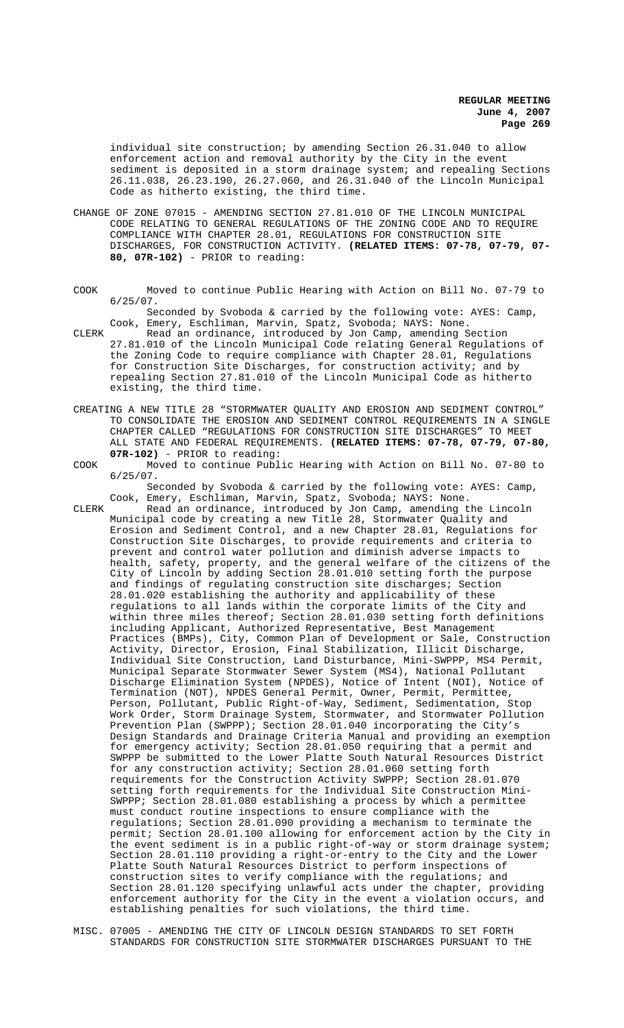individual site construction; by amending Section 26.31.040 to allow enforcement action and removal authority by the City in the event sediment is deposited in a storm drainage system; and repealing Sections 26.11.038, 26.23.190, 26.27.060, and 26.31.040 of the Lincoln Municipal Code as hitherto existing, the third time.

CHANGE OF ZONE 07015 - AMENDING SECTION 27.81.010 OF THE LINCOLN MUNICIPAL CODE RELATING TO GENERAL REGULATIONS OF THE ZONING CODE AND TO REQUIRE COMPLIANCE WITH CHAPTER 28.01, REGULATIONS FOR CONSTRUCTION SITE DISCHARGES, FOR CONSTRUCTION ACTIVITY. **(RELATED ITEMS: 07-78, 07-79, 07-80, 07R-102)** - PRIOR to reading:

COOK Moved to continue Public Hearing with Action on Bill No. 07-79 to 6/25/07.

Seconded by Svoboda & carried by the following vote: AYES: Camp, Cook, Emery, Eschliman, Marvin, Spatz, Svoboda; NAYS: None.

CLERK Read an ordinance, introduced by Jon Camp, amending Section 27.81.010 of the Lincoln Municipal Code relating General Regulations of the Zoning Code to require compliance with Chapter 28.01, Regulations for Construction Site Discharges, for construction activity; and by repealing Section 27.81.010 of the Lincoln Municipal Code as hitherto existing, the third time.

CREATING A NEW TITLE 28 "STORMWATER QUALITY AND EROSION AND SEDIMENT CONTROL" TO CONSOLIDATE THE EROSION AND SEDIMENT CONTROL REQUIREMENTS IN A SINGLE CHAPTER CALLED "REGULATIONS FOR CONSTRUCTION SITE DISCHARGES" TO MEET ALL STATE AND FEDERAL REQUIREMENTS. **(RELATED ITEMS: 07-78, 07-79, 07-80, 07R-102)** - PRIOR to reading:

COOK Moved to continue Public Hearing with Action on Bill No. 07-80 to 6/25/07.

Seconded by Svoboda & carried by the following vote: AYES: Camp, Cook, Emery, Eschliman, Marvin, Spatz, Svoboda; NAYS: None.

CLERK Read an ordinance, introduced by Jon Camp, amending the Lincoln Municipal code by creating a new Title 28, Stormwater Quality and Erosion and Sediment Control, and a new Chapter 28.01, Regulations for Construction Site Discharges, to provide requirements and criteria to prevent and control water pollution and diminish adverse impacts to health, safety, property, and the general welfare of the citizens of the City of Lincoln by adding Section 28.01.010 setting forth the purpose and findings of regulating construction site discharges; Section 28.01.020 establishing the authority and applicability of these regulations to all lands within the corporate limits of the City and within three miles thereof; Section 28.01.030 setting forth definitions including Applicant, Authorized Representative, Best Management Practices (BMPs), City, Common Plan of Development or Sale, Construction Activity, Director, Erosion, Final Stabilization, Illicit Discharge, Individual Site Construction, Land Disturbance, Mini-SWPPP, MS4 Permit, Municipal Separate Stormwater Sewer System (MS4), National Pollutant Discharge Elimination System (NPDES), Notice of Intent (NOI), Notice of Termination (NOT), NPDES General Permit, Owner, Permit, Permittee, Person, Pollutant, Public Right-of-Way, Sediment, Sedimentation, Stop Work Order, Storm Drainage System, Stormwater, and Stormwater Pollution Prevention Plan (SWPPP); Section 28.01.040 incorporating the City's Design Standards and Drainage Criteria Manual and providing an exemption for emergency activity; Section 28.01.050 requiring that a permit and SWPPP be submitted to the Lower Platte South Natural Resources District for any construction activity; Section 28.01.060 setting forth requirements for the Construction Activity SWPPP; Section 28.01.070 setting forth requirements for the Individual Site Construction Mini-SWPPP; Section 28.01.080 establishing a process by which a permittee must conduct routine inspections to ensure compliance with the regulations; Section 28.01.090 providing a mechanism to terminate the permit; Section 28.01.100 allowing for enforcement action by the City in the event sediment is in a public right-of-way or storm drainage system; Section 28.01.110 providing a right-or-entry to the City and the Lower Platte South Natural Resources District to perform inspections of construction sites to verify compliance with the regulations; and Section 28.01.120 specifying unlawful acts under the chapter, providing enforcement authority for the City in the event a violation occurs, and establishing penalties for such violations, the third time.

MISC. 07005 - AMENDING THE CITY OF LINCOLN DESIGN STANDARDS TO SET FORTH STANDARDS FOR CONSTRUCTION SITE STORMWATER DISCHARGES PURSUANT TO THE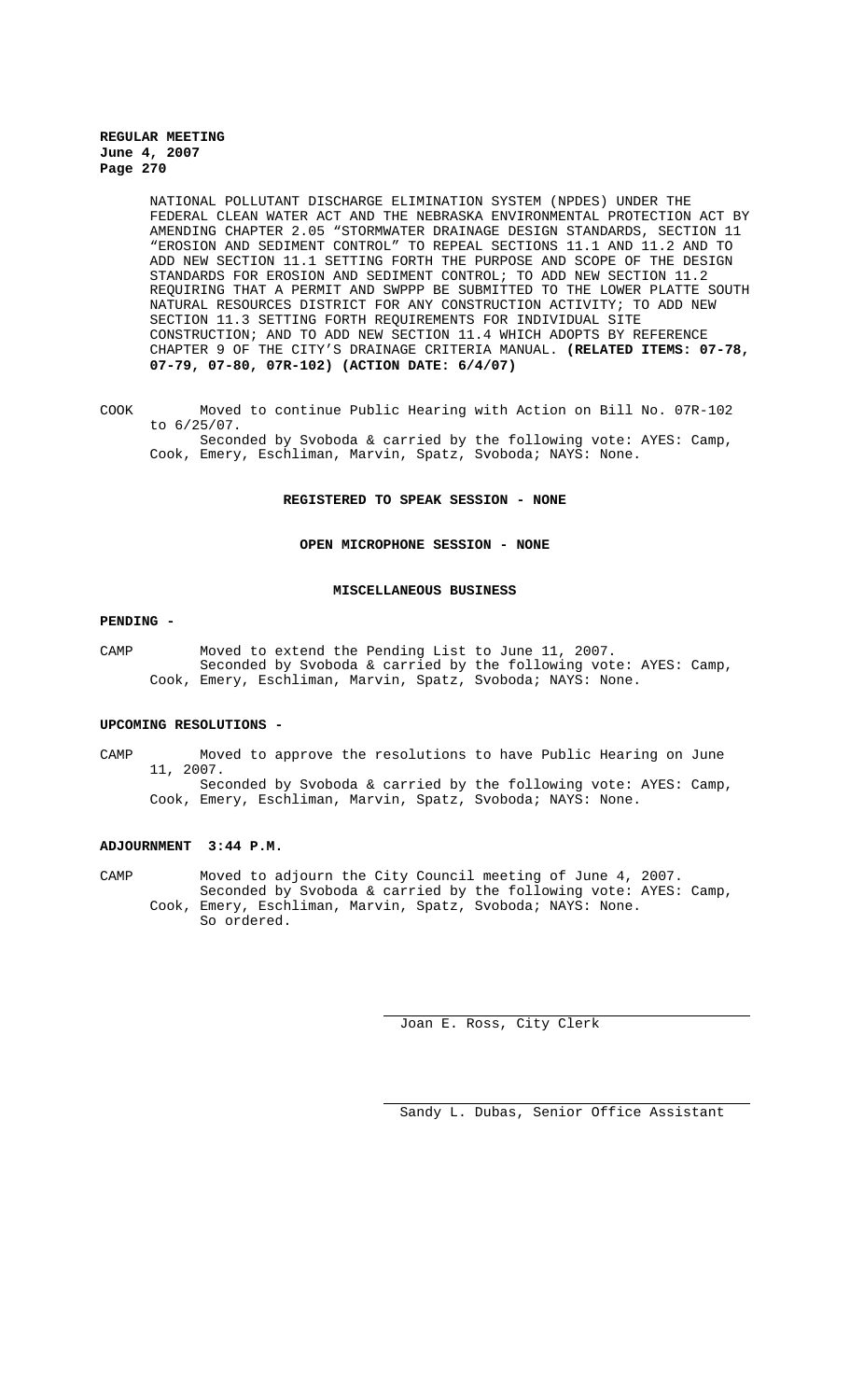NATIONAL POLLUTANT DISCHARGE ELIMINATION SYSTEM (NPDES) UNDER THE FEDERAL CLEAN WATER ACT AND THE NEBRASKA ENVIRONMENTAL PROTECTION ACT BY AMENDING CHAPTER 2.05 "STORMWATER DRAINAGE DESIGN STANDARDS, SECTION 11 "EROSION AND SEDIMENT CONTROL" TO REPEAL SECTIONS 11.1 AND 11.2 AND TO ADD NEW SECTION 11.1 SETTING FORTH THE PURPOSE AND SCOPE OF THE DESIGN STANDARDS FOR EROSION AND SEDIMENT CONTROL; TO ADD NEW SECTION 11.2 REQUIRING THAT A PERMIT AND SWPPP BE SUBMITTED TO THE LOWER PLATTE SOUTH NATURAL RESOURCES DISTRICT FOR ANY CONSTRUCTION ACTIVITY; TO ADD NEW SECTION 11.3 SETTING FORTH REQUIREMENTS FOR INDIVIDUAL SITE CONSTRUCTION; AND TO ADD NEW SECTION 11.4 WHICH ADOPTS BY REFERENCE CHAPTER 9 OF THE CITY'S DRAINAGE CRITERIA MANUAL. **(RELATED ITEMS: 07-78, 07-79, 07-80, 07R-102) (ACTION DATE: 6/4/07)**

COOK Moved to continue Public Hearing with Action on Bill No. 07R-102 to 6/25/07.
Seconded by Svoboda & carried by the following vote: AYES: Camp, Cook, Emery, Eschliman, Marvin, Spatz, Svoboda; NAYS: None.

**REGISTERED TO SPEAK SESSION - NONE**

**OPEN MICROPHONE SESSION - NONE**

**MISCELLANEOUS BUSINESS**

**PENDING -**

CAMP Moved to extend the Pending List to June 11, 2007.
Seconded by Svoboda & carried by the following vote: AYES: Camp, Cook, Emery, Eschliman, Marvin, Spatz, Svoboda; NAYS: None.

**UPCOMING RESOLUTIONS -**

CAMP Moved to approve the resolutions to have Public Hearing on June 11, 2007.
Seconded by Svoboda & carried by the following vote: AYES: Camp, Cook, Emery, Eschliman, Marvin, Spatz, Svoboda; NAYS: None.

**ADJOURNMENT 3:44 P.M.**

CAMP Moved to adjourn the City Council meeting of June 4, 2007.
Seconded by Svoboda & carried by the following vote: AYES: Camp, Cook, Emery, Eschliman, Marvin, Spatz, Svoboda; NAYS: None.
So ordered.

Joan E. Ross, City Clerk

Sandy L. Dubas, Senior Office Assistant